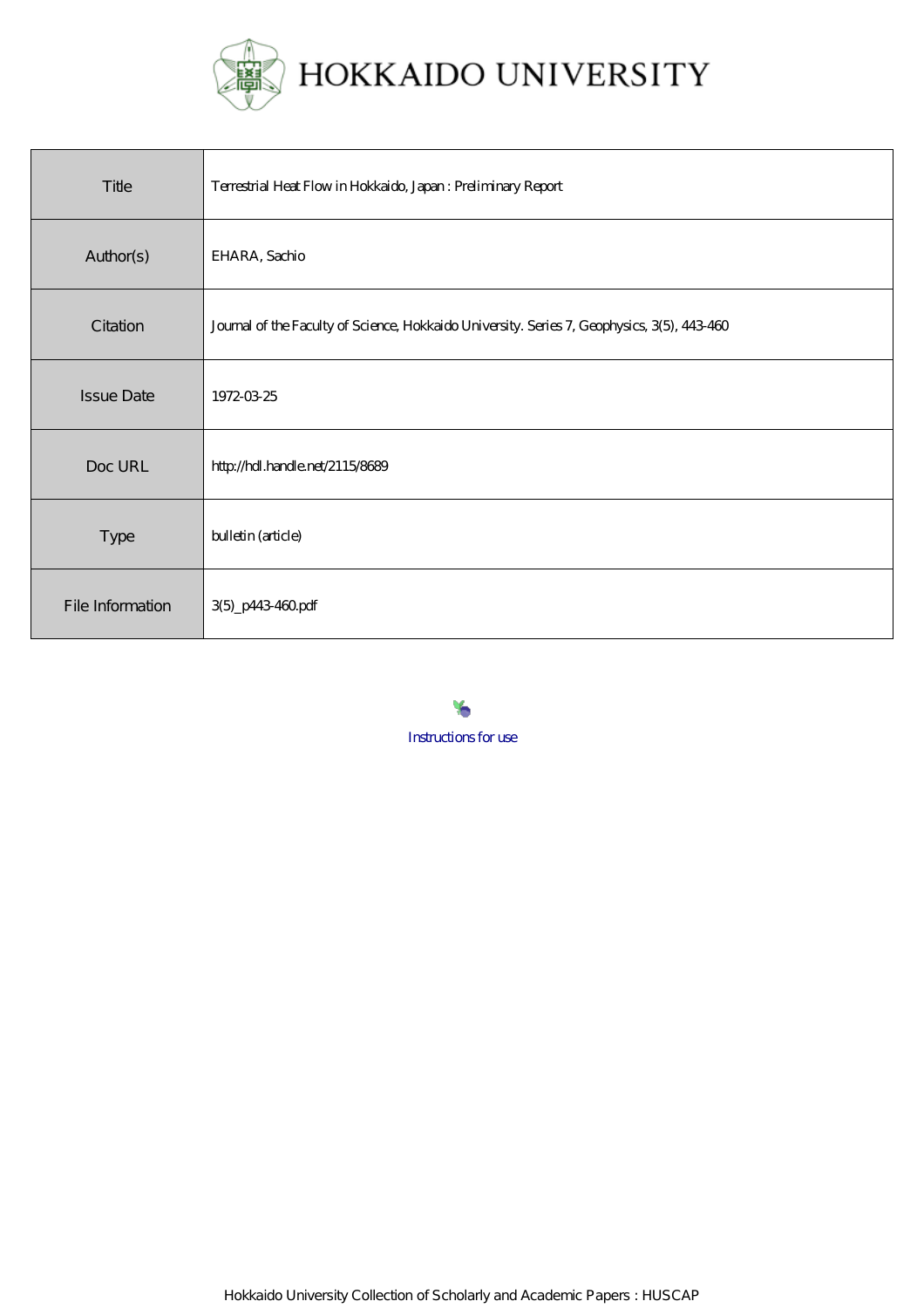# HOKKAIDO UNIVERSITY

| Title | Terrestrial Heat Flow in Hokkaido, Japan : Preliminary Report |
|---|---|
| Author(s) | EHARA, Sachio |
| Citation | Journal of the Faculty of Science, Hokkaido University. Series 7, Geophysics, 3(5), 443-460 |
| Issue Date | 1972-03-25 |
| Doc URL | http://hdl.handle.net/2115/8689 |
| Type | bulletin (article) |
| File Information | 3(5)_p443-460.pdf |

Instructions for use

Hokkaido University Collection of Scholarly and Academic Papers : HUSCAP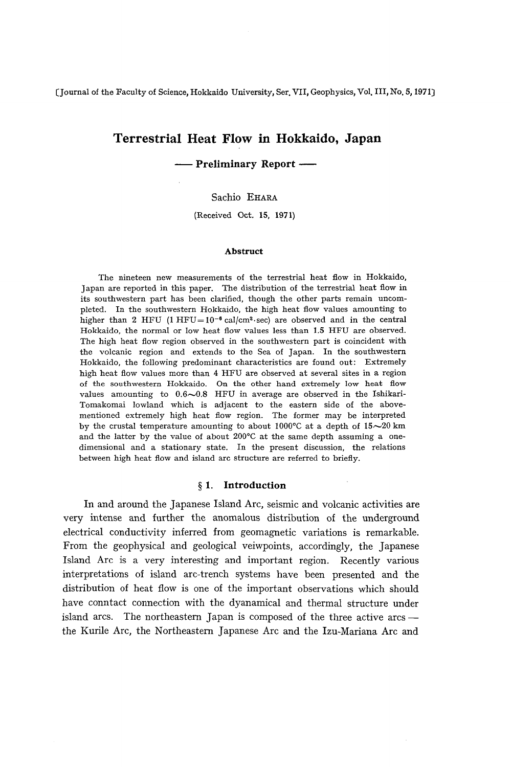[Journal of the Faculty of Science, Hokkaido University, Ser. VII, Geophysics, Vol. III, No. 5, 1971]

# Terrestrial Heat Flow in Hokkaido, Japan

## —— Preliminary Report ——

Sachio Ehara

(Received Oct. 15, 1971)

### Abstruct

The nineteen new measurements of the terrestrial heat flow in Hokkaido, Japan are reported in this paper. The distribution of the terrestrial heat flow in its southwestern part has been clarified, though the other parts remain uncompleted. In the southwestern Hokkaido, the high heat flow values amounting to higher than 2 HFU (1 HFU $= 10^{-6}$ cal/cm$^2$·sec) are observed and in the central Hokkaido, the normal or low heat flow values less than 1.5 HFU are observed. The high heat flow region observed in the southwestern part is coincident with the volcanic region and extends to the Sea of Japan. In the southwestern Hokkaido, the following predominant characteristics are found out: Extremely high heat flow values more than 4 HFU are observed at several sites in a region of the southwestern Hokkaido. On the other hand extremely low heat flow values amounting to 0.6~0.8 HFU in average are observed in the Ishikari-Tomakomai lowland which is adjacent to the eastern side of the above-mentioned extremely high heat flow region. The former may be interpreted by the crustal temperature amounting to about 1000°C at a depth of 15~20 km and the latter by the value of about 200°C at the same depth assuming a one-dimensional and a stationary state. In the present discussion, the relations between high heat flow and island arc structure are referred to briefly.

### § 1. Introduction

In and around the Japanese Island Arc, seismic and volcanic activities are very intense and further the anomalous distribution of the underground electrical conductivity inferred from geomagnetic variations is remarkable. From the geophysical and geological veiwpoints, accordingly, the Japanese Island Arc is a very interesting and important region. Recently various interpretations of island arc-trench systems have been presented and the distribution of heat flow is one of the important observations which should have conntact connection with the dyanamical and thermal structure under island arcs. The northeastern Japan is composed of the three active arcs — the Kurile Arc, the Northeastern Japanese Arc and the Izu-Mariana Arc and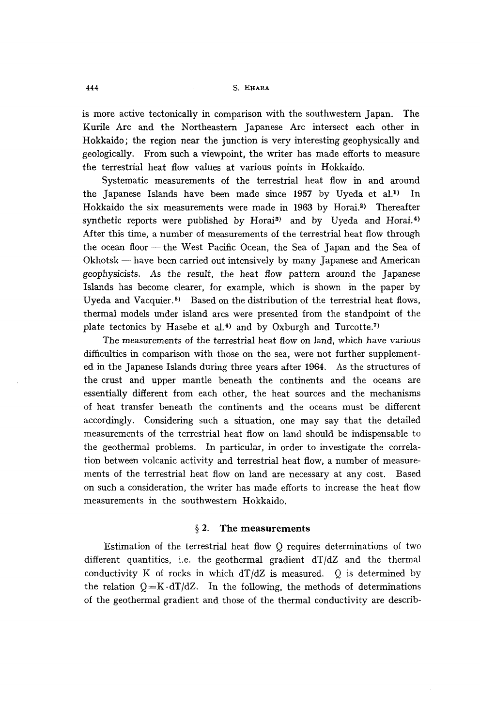is more active tectonically in comparison with the southwestern Japan. The Kurile Arc and the Northeastern Japanese Arc intersect each other in Hokkaido; the region near the junction is very interesting geophysically and geologically. From such a viewpoint, the writer has made efforts to measure the terrestrial heat flow values at various points in Hokkaido.

Systematic measurements of the terrestrial heat flow in and around the Japanese Islands have been made since 1957 by Uyeda et al.[1] In Hokkaido the six measurements were made in 1963 by Horai.[2] Thereafter synthetic reports were published by Horai[3] and by Uyeda and Horai.[4] After this time, a number of measurements of the terrestrial heat flow through the ocean floor — the West Pacific Ocean, the Sea of Japan and the Sea of Okhotsk — have been carried out intensively by many Japanese and American geophysicists. As the result, the heat flow pattern around the Japanese Islands has become clearer, for example, which is shown in the paper by Uyeda and Vacquier.[5] Based on the distribution of the terrestrial heat flows, thermal models under island arcs were presented from the standpoint of the plate tectonics by Hasebe et al.[6] and by Oxburgh and Turcotte.[7]

The measurements of the terrestrial heat flow on land, which have various difficulties in comparison with those on the sea, were not further supplemented in the Japanese Islands during three years after 1964. As the structures of the crust and upper mantle beneath the continents and the oceans are essentially different from each other, the heat sources and the mechanisms of heat transfer beneath the continents and the oceans must be different accordingly. Considering such a situation, one may say that the detailed measurements of the terrestrial heat flow on land should be indispensable to the geothermal problems. In particular, in order to investigate the correlation between volcanic activity and terrestrial heat flow, a number of measurements of the terrestrial heat flow on land are necessary at any cost. Based on such a consideration, the writer has made efforts to increase the heat flow measurements in the southwestern Hokkaido.

## § 2. The measurements

Estimation of the terrestrial heat flow $Q$ requires determinations of two different quantities, i.e. the geothermal gradient $dT/dZ$ and the thermal conductivity $K$ of rocks in which $dT/dZ$ is measured. $Q$ is determined by the relation $Q = K \cdot dT/dZ$. In the following, the methods of determinations of the geothermal gradient and those of the thermal conductivity are describ-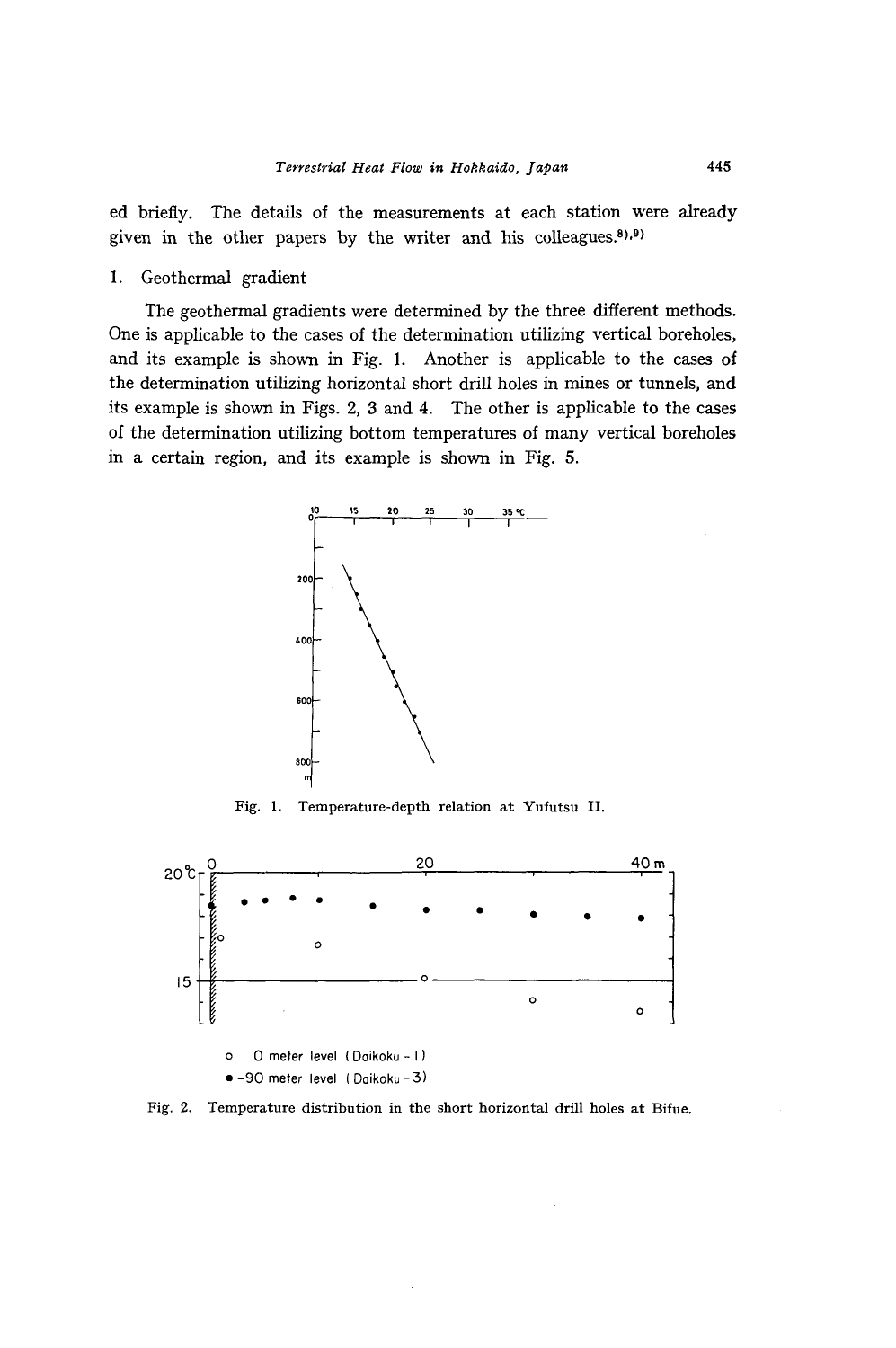ed briefly. The details of the measurements at each station were already given in the other papers by the writer and his colleagues.[8),9)]

1. Geothermal gradient

The geothermal gradients were determined by the three different methods. One is applicable to the cases of the determination utilizing vertical boreholes, and its example is shown in Fig. 1. Another is applicable to the cases of the determination utilizing horizontal short drill holes in mines or tunnels, and its example is shown in Figs. 2, 3 and 4. The other is applicable to the cases of the determination utilizing bottom temperatures of many vertical boreholes in a certain region, and its example is shown in Fig. 5.

Fig. 1. Temperature-depth relation at Yufutsu II.

Fig. 2. Temperature distribution in the short horizontal drill holes at Bifue.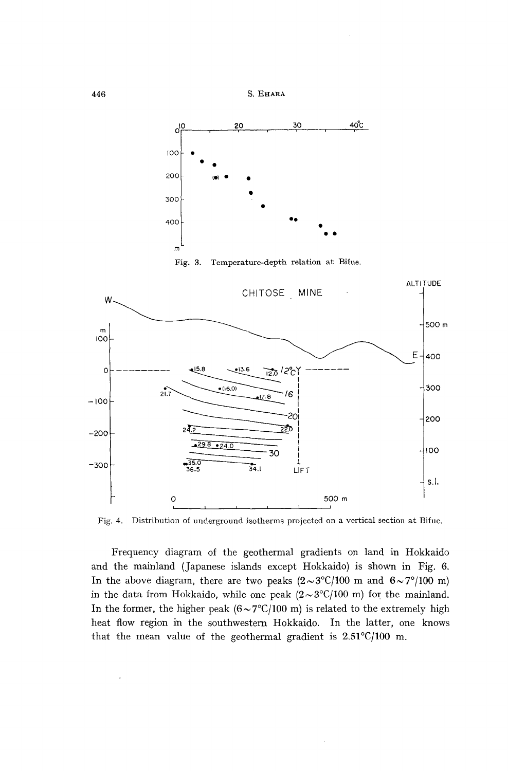Fig. 3. Temperature-depth relation at Bifue.

Fig. 4. Distribution of underground isotherms projected on a vertical section at Bifue.

Frequency diagram of the geothermal gradients on land in Hokkaido and the mainland (Japanese islands except Hokkaido) is shown in Fig. 6. In the above diagram, there are two peaks (2~3°C/100 m and 6~7°/100 m) in the data from Hokkaido, while one peak (2~3°C/100 m) for the mainland. In the former, the higher peak (6~7°C/100 m) is related to the extremely high heat flow region in the southwestern Hokkaido. In the latter, one knows that the mean value of the geothermal gradient is 2.51°C/100 m.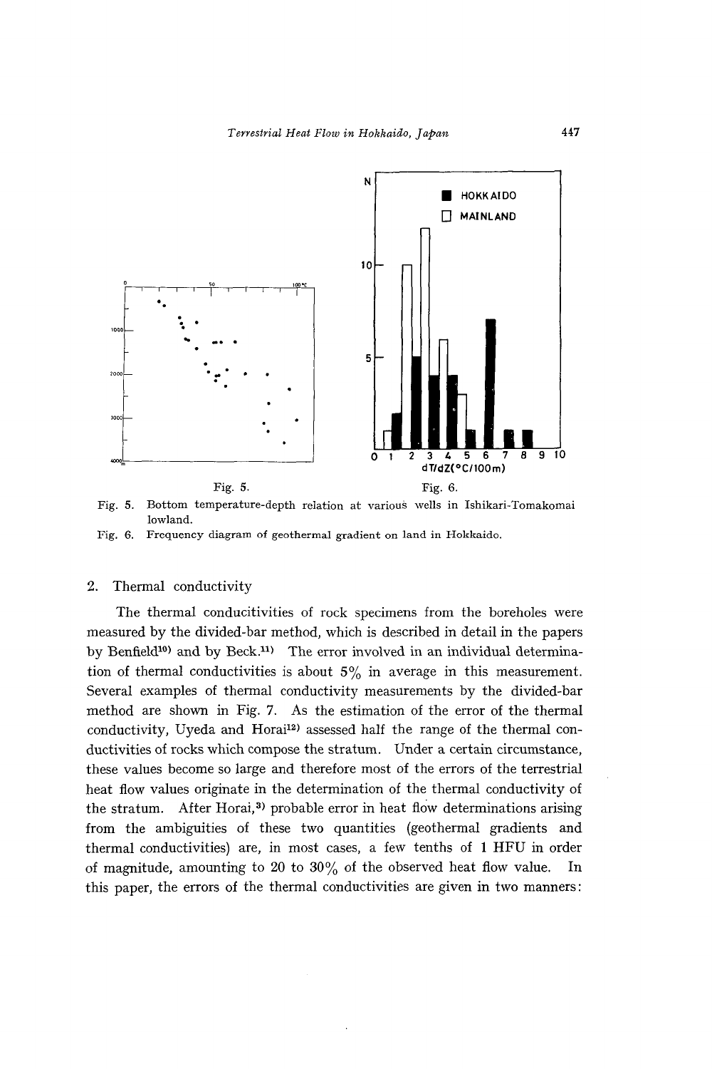Fig. 5.

Fig. 6.

Fig. 5. Bottom temperature-depth relation at various wells in Ishikari-Tomakomai lowland.

Fig. 6. Frequency diagram of geothermal gradient on land in Hokkaido.

## 2. Thermal conductivity

The thermal conducitivities of rock specimens from the boreholes were measured by the divided-bar method, which is described in detail in the papers by Benfield[10] and by Beck.[11] The error involved in an individual determination of thermal conductivities is about 5% in average in this measurement. Several examples of thermal conductivity measurements by the divided-bar method are shown in Fig. 7. As the estimation of the error of the thermal conductivity, Uyeda and Horai[12] assessed half the range of the thermal conductivities of rocks which compose the stratum. Under a certain circumstance, these values become so large and therefore most of the errors of the terrestrial heat flow values originate in the determination of the thermal conductivity of the stratum. After Horai,[3] probable error in heat flow determinations arising from the ambiguities of these two quantities (geothermal gradients and thermal conductivities) are, in most cases, a few tenths of 1 HFU in order of magnitude, amounting to 20 to 30% of the observed heat flow value. In this paper, the errors of the thermal conductivities are given in two manners: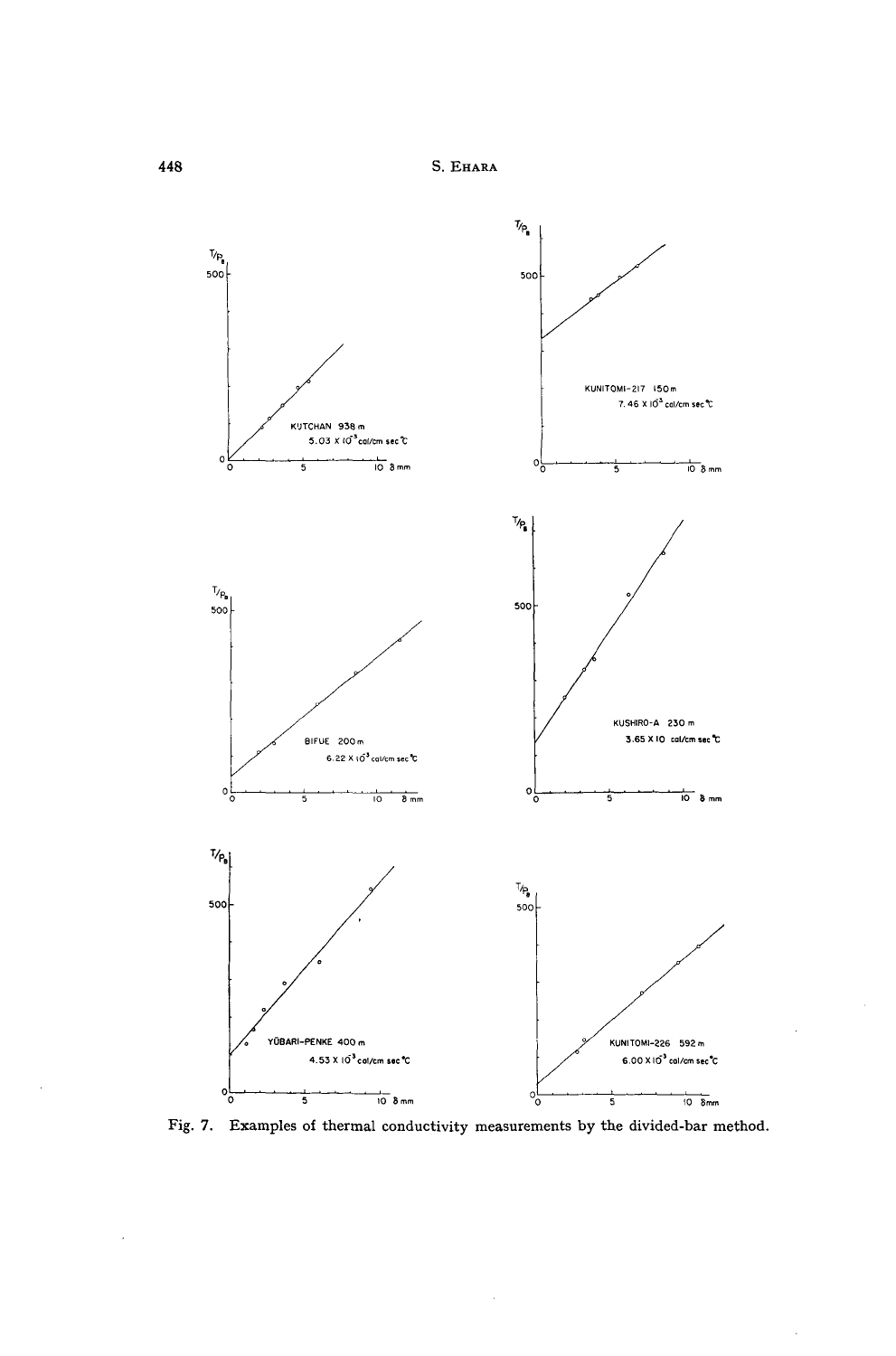Fig. 7. Examples of thermal conductivity measurements by the divided-bar method.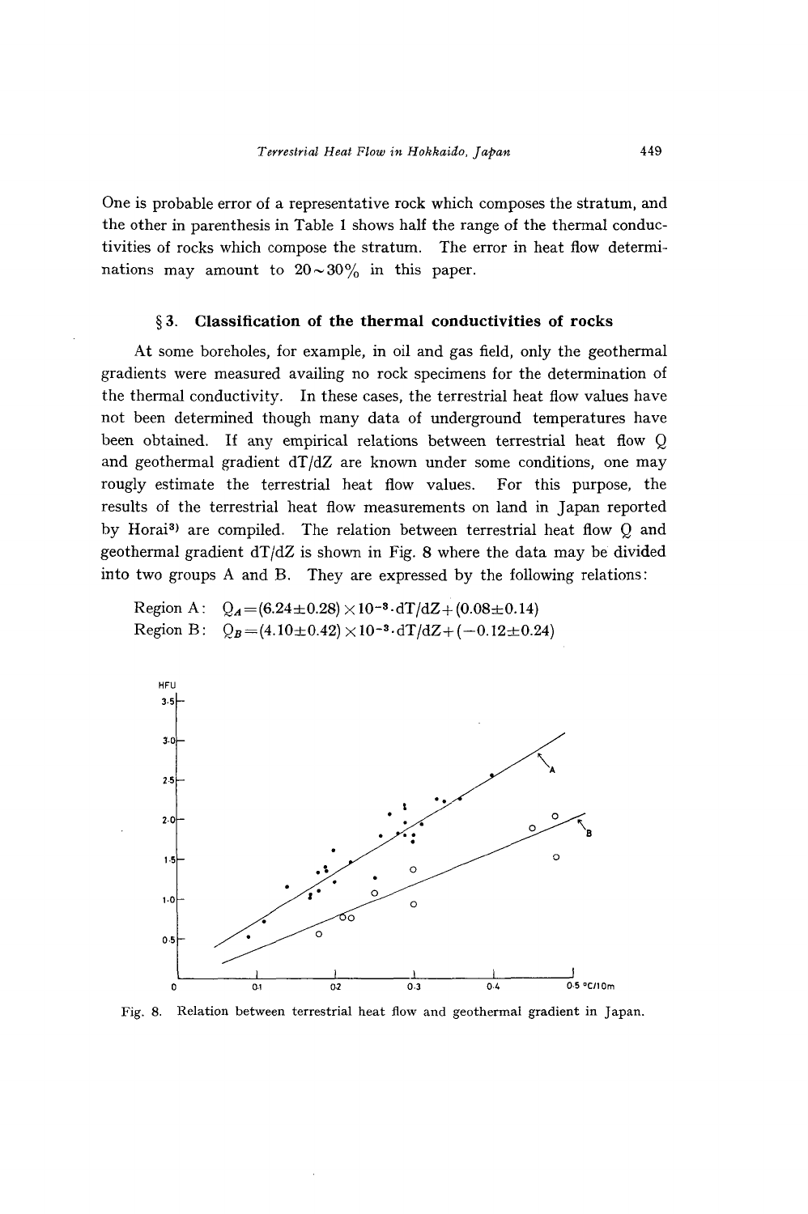One is probable error of a representative rock which composes the stratum, and the other in parenthesis in Table 1 shows half the range of the thermal conductivities of rocks which compose the stratum. The error in heat flow determinations may amount to $20\sim30\%$ in this paper.

### § 3. Classification of the thermal conductivities of rocks

At some boreholes, for example, in oil and gas field, only the geothermal gradients were measured availing no rock specimens for the determination of the thermal conductivity. In these cases, the terrestrial heat flow values have not been determined though many data of underground temperatures have been obtained. If any empirical relations between terrestrial heat flow Q and geothermal gradient dT/dZ are known under some conditions, one may rougly estimate the terrestrial heat flow values. For this purpose, the results of the terrestrial heat flow measurements on land in Japan reported by Horai[3] are compiled. The relation between terrestrial heat flow Q and geothermal gradient dT/dZ is shown in Fig. 8 where the data may be divided into two groups A and B. They are expressed by the following relations:

Region A: $Q_A=(6.24\pm0.28)\times10^{-3}\cdot dT/dZ+(0.08\pm0.14)$

Region B: $Q_B=(4.10\pm0.42)\times10^{-3}\cdot dT/dZ+(-0.12\pm0.24)$

Fig. 8. Relation between terrestrial heat flow and geothermal gradient in Japan.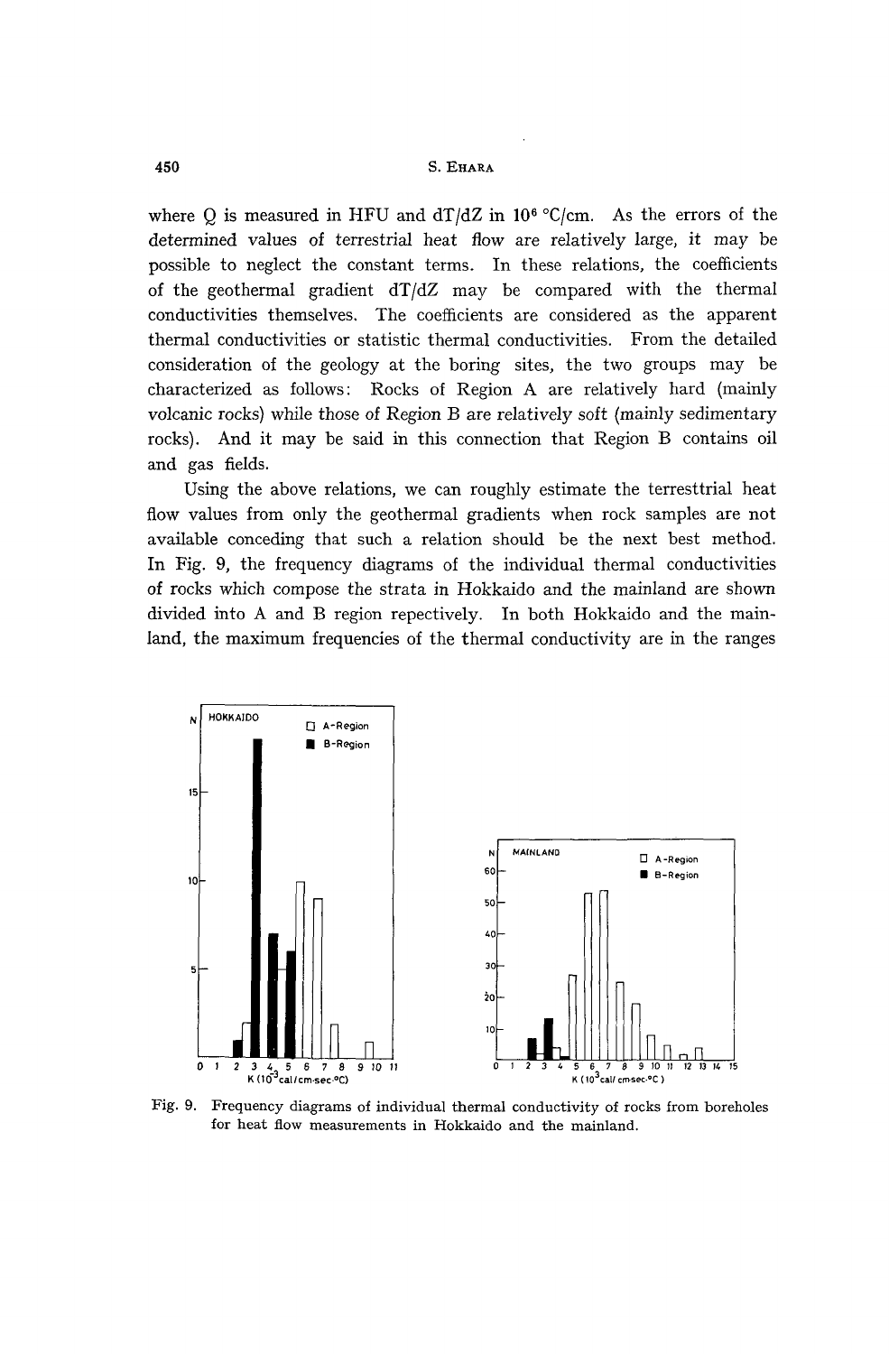where Q is measured in HFU and dT/dZ in $10^6$ °C/cm. As the errors of the determined values of terrestrial heat flow are relatively large, it may be possible to neglect the constant terms. In these relations, the coefficients of the geothermal gradient dT/dZ may be compared with the thermal conductivities themselves. The coefficients are considered as the apparent thermal conductivities or statistic thermal conductivities. From the detailed consideration of the geology at the boring sites, the two groups may be characterized as follows: Rocks of Region A are relatively hard (mainly volcanic rocks) while those of Region B are relatively soft (mainly sedimentary rocks). And it may be said in this connection that Region B contains oil and gas fields.

Using the above relations, we can roughly estimate the terresttrial heat flow values from only the geothermal gradients when rock samples are not available conceding that such a relation should be the next best method. In Fig. 9, the frequency diagrams of the individual thermal conductivities of rocks which compose the strata in Hokkaido and the mainland are shown divided into A and B region repectively. In both Hokkaido and the mainland, the maximum frequencies of the thermal conductivity are in the ranges

Fig. 9. Frequency diagrams of individual thermal conductivity of rocks from boreholes for heat flow measurements in Hokkaido and the mainland.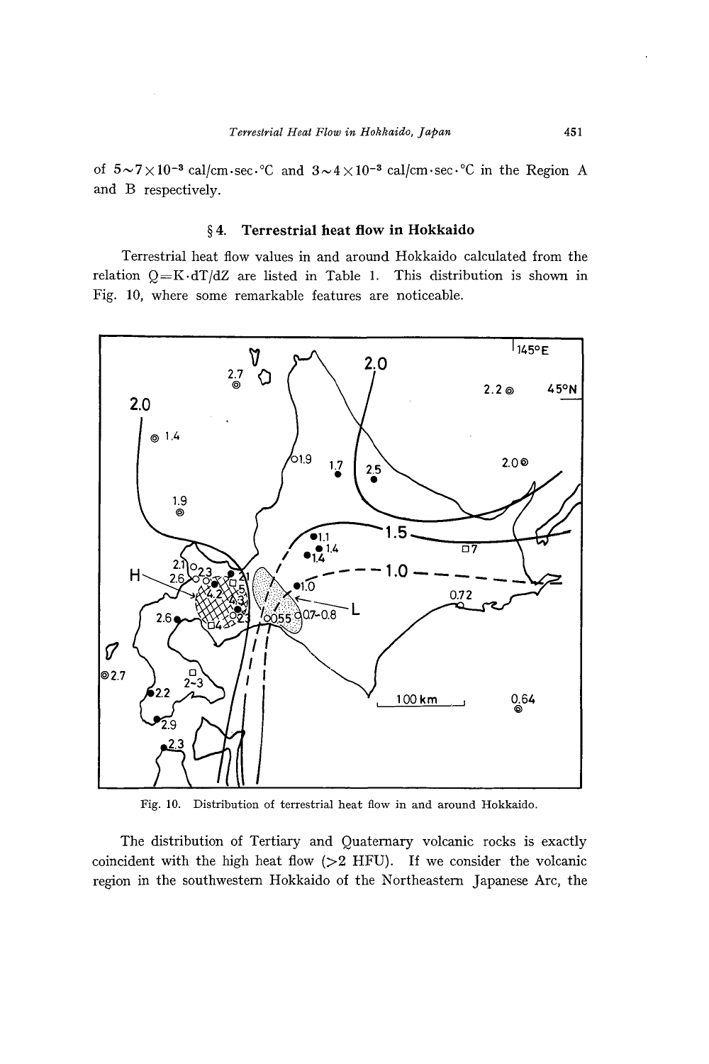of $5\sim7\times10^{-3}$ cal/cm·sec·°C and $3\sim4\times10^{-3}$ cal/cm·sec·°C in the Region A and B respectively.

## § 4. Terrestrial heat flow in Hokkaido

Terrestrial heat flow values in and around Hokkaido calculated from the relation $Q=K\cdot dT/dZ$ are listed in Table 1. This distribution is shown in Fig. 10, where some remarkable features are noticeable.

Fig. 10. Distribution of terrestrial heat flow in and around Hokkaido.

The distribution of Tertiary and Quaternary volcanic rocks is exactly coincident with the high heat flow (>2 HFU). If we consider the volcanic region in the southwestern Hokkaido of the Northeastern Japanese Arc, the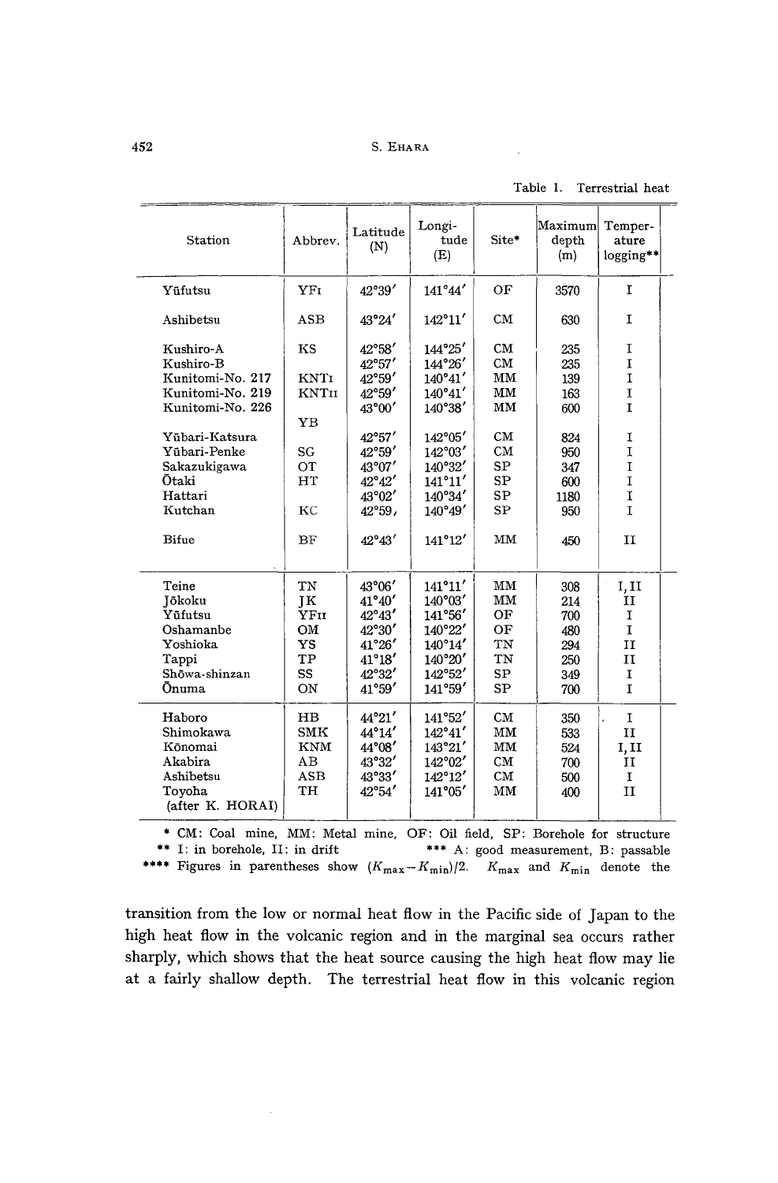Table 1. Terrestrial heat

| Station | Abbrev. | Latitude (N) | Longi-tude (E) | Site* | Maximum depth (m) | Temper-ature logging** |
|---|---|---|---|---|---|---|
| Yūfutsu | YFI | 42°39′ | 141°44′ | OF | 3570 | I |
| Ashibetsu | ASB | 43°24′ | 142°11′ | CM | 630 | I |
| Kushiro-A | KS | 42°58′ | 144°25′ | CM | 235 | I |
| Kushiro-B | | 42°57′ | 144°26′ | CM | 235 | I |
| Kunitomi-No. 217 | KNTI | 42°59′ | 140°41′ | MM | 139 | I |
| Kunitomi-No. 219 | KNTII | 42°59′ | 140°41′ | MM | 163 | I |
| Kunitomi-No. 226 | | 43°00′ | 140°38′ | MM | 600 | I |
| | YB | | | | | |
| Yūbari-Katsura | | 42°57′ | 142°05′ | CM | 824 | I |
| Yūbari-Penke | SG | 42°59′ | 142°03′ | CM | 950 | I |
| Sakazukigawa | OT | 43°07′ | 140°32′ | SP | 347 | I |
| Ōtaki | HT | 42°42′ | 141°11′ | SP | 600 | I |
| Hattari | | 43°02′ | 140°34′ | SP | 1180 | I |
| Kutchan | KC | 42°59, | 140°49′ | SP | 950 | I |
| Bifue | BF | 42°43′ | 141°12′ | MM | 450 | II |
| Teine | TN | 43°06′ | 141°11′ | MM | 308 | I, II |
| Jōkoku | JK | 41°40′ | 140°03′ | MM | 214 | II |
| Yūfutsu | YFII | 42°43′ | 141°56′ | OF | 700 | I |
| Oshamanbe | OM | 42°30′ | 140°22′ | OF | 480 | I |
| Yoshioka | YS | 41°26′ | 140°14′ | TN | 294 | II |
| Tappi | TP | 41°18′ | 140°20′ | TN | 250 | II |
| Shōwa-shinzan | SS | 42°32′ | 142°52′ | SP | 349 | I |
| Ōnuma | ON | 41°59′ | 141°59′ | SP | 700 | I |
| Haboro | HB | 44°21′ | 141°52′ | CM | 350 | I |
| Shimokawa | SMK | 44°14′ | 142°41′ | MM | 533 | II |
| Kōnomai | KNM | 44°08′ | 143°21′ | MM | 524 | I, II |
| Akabira | AB | 43°32′ | 142°02′ | CM | 700 | II |
| Ashibetsu | ASB | 43°33′ | 142°12′ | CM | 500 | I |
| Toyoha (after K. HORAI) | TH | 42°54′ | 141°05′ | MM | 400 | II |

\* CM: Coal mine, MM: Metal mine, OF: Oil field, SP: Borehole for structure
\*\* I: in borehole, II: in drift  \*\*\* A: good measurement, B: passable
\*\*\*\* Figures in parentheses show $(K_{max}-K_{min})/2$. $K_{max}$ and $K_{min}$ denote the

transition from the low or normal heat flow in the Pacific side of Japan to the high heat flow in the volcanic region and in the marginal sea occurs rather sharply, which shows that the heat source causing the high heat flow may lie at a fairly shallow depth. The terrestrial heat flow in this volcanic region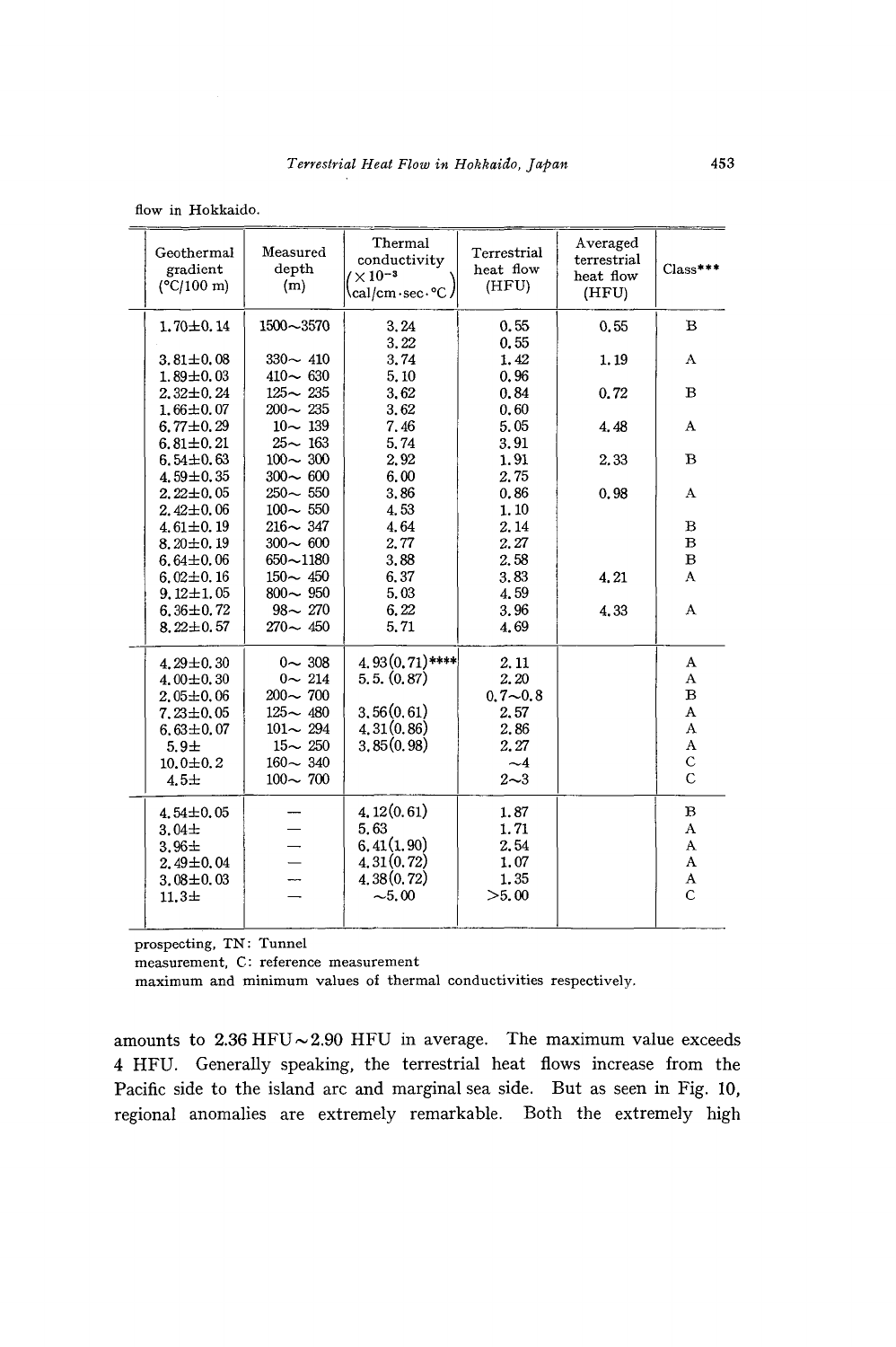flow in Hokkaido.

| Geothermal gradient (°C/100 m) | Measured depth (m) | Thermal conductivity ($\times 10^{-3}$ cal/cm·sec·°C) | Terrestrial heat flow (HFU) | Averaged terrestrial heat flow (HFU) | Class*** |
|---|---|---|---|---|---|
| 1.70±0.14 | 1500～3570 | 3.24 | 0.55 | 0.55 | B |
| | | 3.22 | 0.55 | | |
| 3.81±0.08 | 330～ 410 | 3.74 | 1.42 | 1.19 | A |
| 1.89±0.03 | 410～ 630 | 5.10 | 0.96 | | |
| 2.32±0.24 | 125～ 235 | 3.62 | 0.84 | 0.72 | B |
| 1.66±0.07 | 200～ 235 | 3.62 | 0.60 | | |
| 6.77±0.29 | 10～ 139 | 7.46 | 5.05 | 4.48 | A |
| 6.81±0.21 | 25～ 163 | 5.74 | 3.91 | | |
| 6.54±0.63 | 100～ 300 | 2.92 | 1.91 | 2.33 | B |
| 4.59±0.35 | 300～ 600 | 6.00 | 2.75 | | |
| 2.22±0.05 | 250～ 550 | 3.86 | 0.86 | 0.98 | A |
| 2.42±0.06 | 100～ 550 | 4.53 | 1.10 | | |
| 4.61±0.19 | 216～ 347 | 4.64 | 2.14 | | B |
| 8.20±0.19 | 300～ 600 | 2.77 | 2.27 | | B |
| 6.64±0.06 | 650～1180 | 3.88 | 2.58 | | B |
| 6.02±0.16 | 150～ 450 | 6.37 | 3.83 | 4.21 | A |
| 9.12±1.05 | 800～ 950 | 5.03 | 4.59 | | |
| 6.36±0.72 | 98～ 270 | 6.22 | 3.96 | 4.33 | A |
| 8.22±0.57 | 270～ 450 | 5.71 | 4.69 | | |
| 4.29±0.30 | 0～ 308 | 4.93(0.71)**** | 2.11 | | A |
| 4.00±0.30 | 0～ 214 | 5.5.(0.87) | 2.20 | | A |
| 2.05±0.06 | 200～ 700 | | 0.7～0.8 | | B |
| 7.23±0.05 | 125～ 480 | 3.56(0.61) | 2.57 | | A |
| 6.63±0.07 | 101～ 294 | 4.31(0.86) | 2.86 | | A |
| 5.9± | 15～ 250 | 3.85(0.98) | 2.27 | | A |
| 10.0±0.2 | 160～ 340 | | ～4 | | C |
| 4.5± | 100～ 700 | | 2～3 | | C |
| 4.54±0.05 | — | 4.12(0.61) | 1.87 | | B |
| 3.04± | — | 5.63 | 1.71 | | A |
| 3.96± | — | 6.41(1.90) | 2.54 | | A |
| 2.49±0.04 | — | 4.31(0.72) | 1.07 | | A |
| 3.08±0.03 | — | 4.38(0.72) | 1.35 | | A |
| 11.3± | — | ～5.00 | >5.00 | | C |

prospecting, TN: Tunnel

measurement, C: reference measurement

maximum and minimum values of thermal conductivities respectively.

amounts to 2.36 HFU～2.90 HFU in average. The maximum value exceeds 4 HFU. Generally speaking, the terrestrial heat flows increase from the Pacific side to the island arc and marginal sea side. But as seen in Fig. 10, regional anomalies are extremely remarkable. Both the extremely high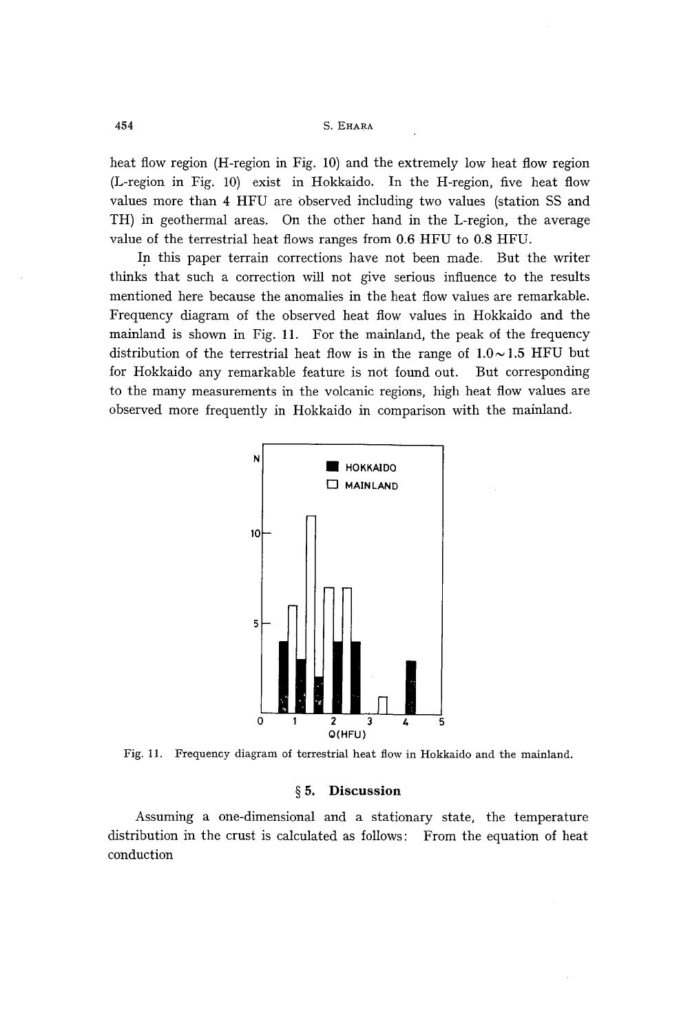heat flow region (H-region in Fig. 10) and the extremely low heat flow region (L-region in Fig. 10) exist in Hokkaido. In the H-region, five heat flow values more than 4 HFU are observed including two values (station SS and TH) in geothermal areas. On the other hand in the L-region, the average value of the terrestrial heat flows ranges from 0.6 HFU to 0.8 HFU.

In this paper terrain corrections have not been made. But the writer thinks that such a correction will not give serious influence to the results mentioned here because the anomalies in the heat flow values are remarkable. Frequency diagram of the observed heat flow values in Hokkaido and the mainland is shown in Fig. 11. For the mainland, the peak of the frequency distribution of the terrestrial heat flow is in the range of 1.0~1.5 HFU but for Hokkaido any remarkable feature is not found out. But corresponding to the many measurements in the volcanic regions, high heat flow values are observed more frequently in Hokkaido in comparison with the mainland.

Fig. 11. Frequency diagram of terrestrial heat flow in Hokkaido and the mainland.

## § 5. Discussion

Assuming a one-dimensional and a stationary state, the temperature distribution in the crust is calculated as follows: From the equation of heat conduction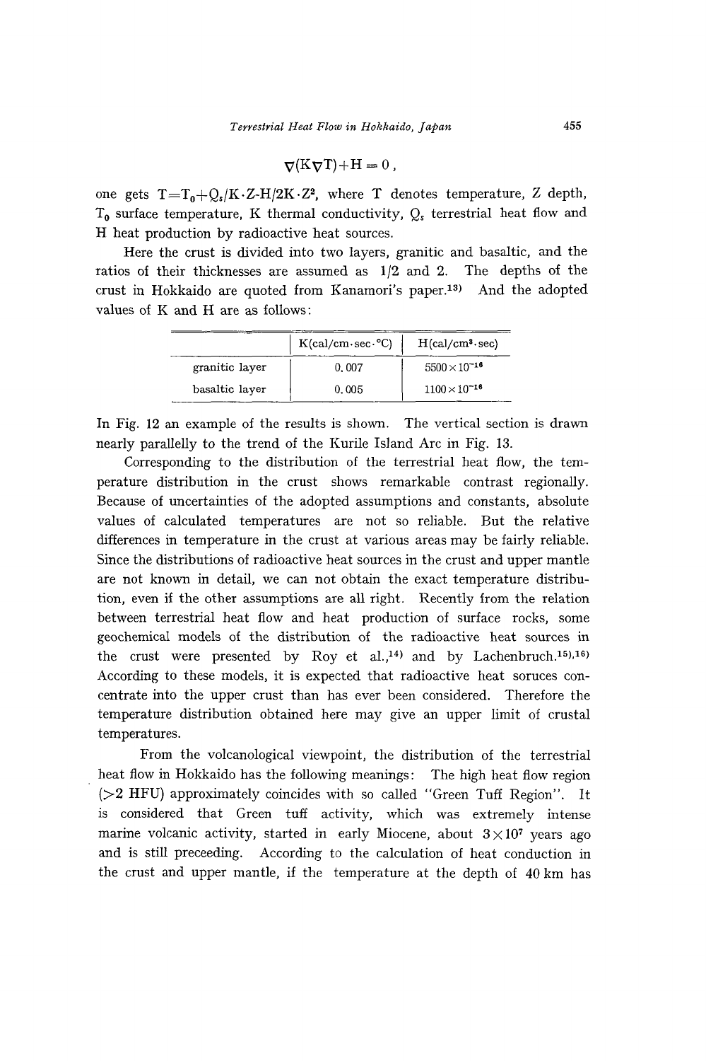$$\nabla(K\nabla T)+H=0,$$

one gets $T=T_0+Q_s/K\cdot Z-H/2K\cdot Z^2$, where T denotes temperature, Z depth, $T_0$ surface temperature, K thermal conductivity, $Q_s$ terrestrial heat flow and H heat production by radioactive heat sources.

Here the crust is divided into two layers, granitic and basaltic, and the ratios of their thicknesses are assumed as 1/2 and 2. The depths of the crust in Hokkaido are quoted from Kanamori's paper.[13] And the adopted values of K and H are as follows:

| | K(cal/cm·sec·°C) | H(cal/cm³·sec) |
|---|---|---|
| granitic layer | 0.007 | $5500\times10^{-16}$ |
| basaltic layer | 0.005 | $1100\times10^{-16}$ |

In Fig. 12 an example of the results is shown. The vertical section is drawn nearly parallelly to the trend of the Kurile Island Arc in Fig. 13.

Corresponding to the distribution of the terrestrial heat flow, the temperature distribution in the crust shows remarkable contrast regionally. Because of uncertainties of the adopted assumptions and constants, absolute values of calculated temperatures are not so reliable. But the relative differences in temperature in the crust at various areas may be fairly reliable. Since the distributions of radioactive heat sources in the crust and upper mantle are not known in detail, we can not obtain the exact temperature distribution, even if the other assumptions are all right. Recently from the relation between terrestrial heat flow and heat production of surface rocks, some geochemical models of the distribution of the radioactive heat sources in the crust were presented by Roy et al.,[14] and by Lachenbruch.[15],[16] According to these models, it is expected that radioactive heat soruces concentrate into the upper crust than has ever been considered. Therefore the temperature distribution obtained here may give an upper limit of crustal temperatures.

From the volcanological viewpoint, the distribution of the terrestrial heat flow in Hokkaido has the following meanings: The high heat flow region (>2 HFU) approximately coincides with so called "Green Tuff Region". It is considered that Green tuff activity, which was extremely intense marine volcanic activity, started in early Miocene, about $3\times10^7$ years ago and is still preceeding. According to the calculation of heat conduction in the crust and upper mantle, if the temperature at the depth of 40 km has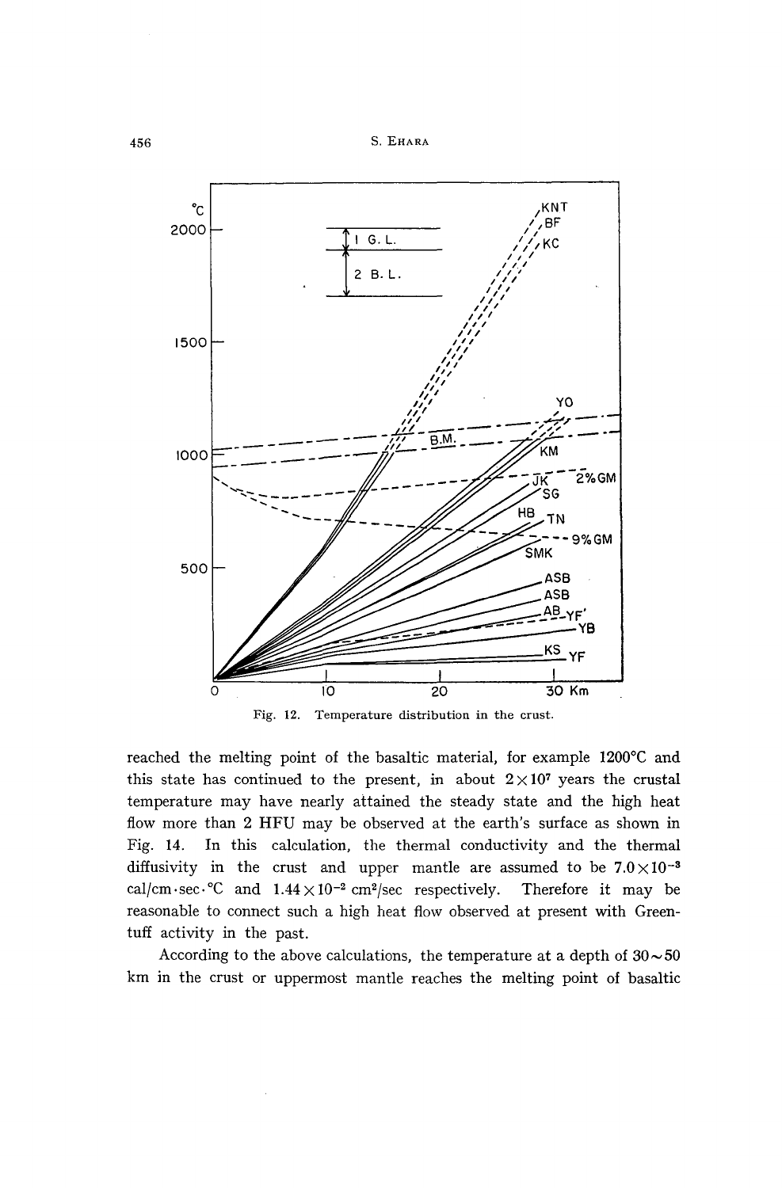Fig. 12. Temperature distribution in the crust.

reached the melting point of the basaltic material, for example 1200°C and this state has continued to the present, in about $2\times10^{7}$ years the crustal temperature may have nearly attained the steady state and the high heat flow more than 2 HFU may be observed at the earth's surface as shown in Fig. 14. In this calculation, the thermal conductivity and the thermal diffusivity in the crust and upper mantle are assumed to be $7.0\times10^{-3}$ cal/cm·sec·°C and $1.44\times10^{-2}$ cm$^2$/sec respectively. Therefore it may be reasonable to connect such a high heat flow observed at present with Green-tuff activity in the past.

According to the above calculations, the temperature at a depth of $30\sim50$ km in the crust or uppermost mantle reaches the melting point of basaltic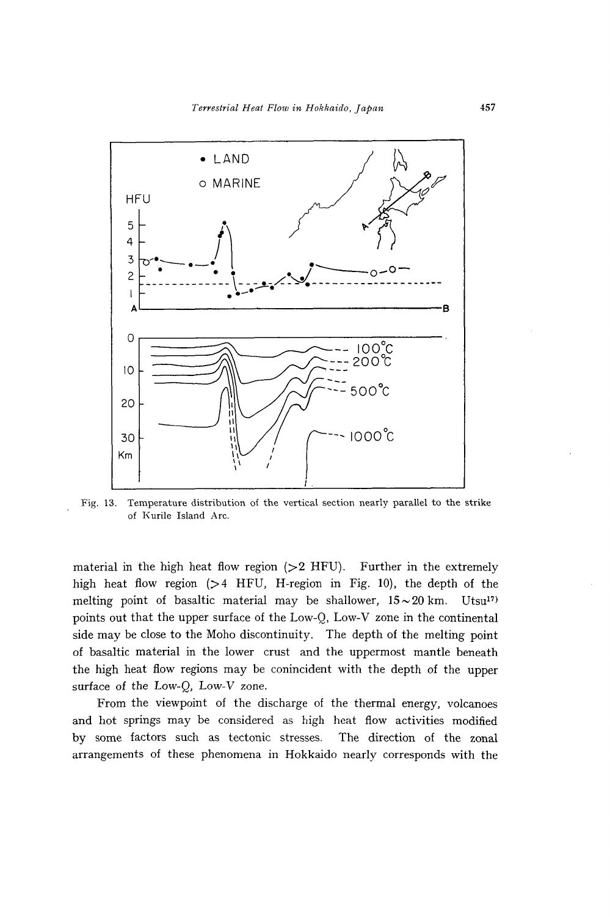Fig. 13. Temperature distribution of the vertical section nearly parallel to the strike of Kurile Island Arc.

material in the high heat flow region (>2 HFU). Further in the extremely high heat flow region (>4 HFU, H-region in Fig. 10), the depth of the melting point of basaltic material may be shallower, 15～20 km. Utsu[17] points out that the upper surface of the Low-Q, Low-V zone in the continental side may be close to the Moho discontinuity. The depth of the melting point of basaltic material in the lower crust and the uppermost mantle beneath the high heat flow regions may be conincident with the depth of the upper surface of the Low-Q, Low-V zone.

From the viewpoint of the discharge of the thermal energy, volcanoes and hot springs may be considered as high heat flow activities modified by some factors such as tectonic stresses. The direction of the zonal arrangements of these phenomena in Hokkaido nearly corresponds with the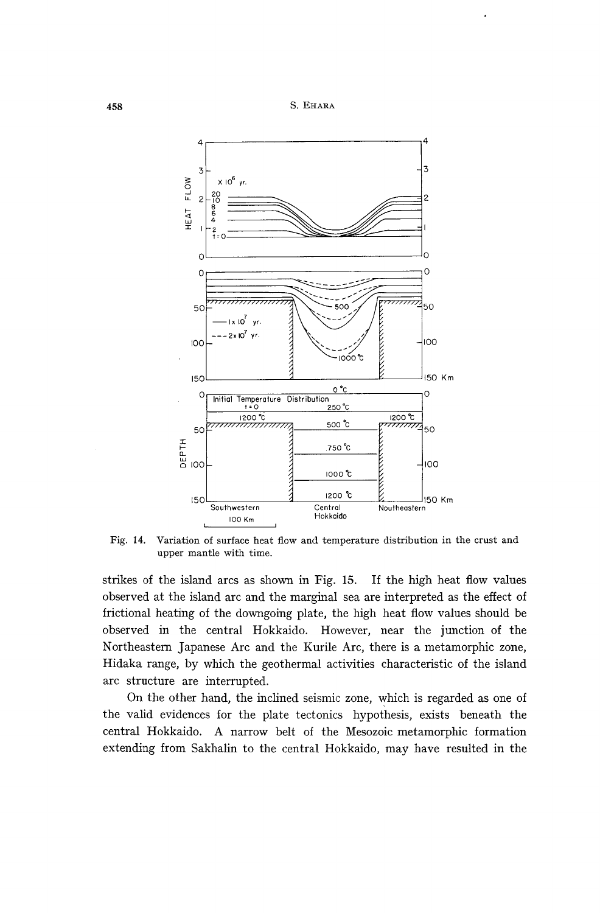Fig. 14. Variation of surface heat flow and temperature distribution in the crust and upper mantle with time.

strikes of the island arcs as shown in Fig. 15. If the high heat flow values observed at the island arc and the marginal sea are interpreted as the effect of frictional heating of the downgoing plate, the high heat flow values should be observed in the central Hokkaido. However, near the junction of the Northeastern Japanese Arc and the Kurile Arc, there is a metamorphic zone, Hidaka range, by which the geothermal activities characteristic of the island arc structure are interrupted.

On the other hand, the inclined seismic zone, which is regarded as one of the valid evidences for the plate tectonics hypothesis, exists beneath the central Hokkaido. A narrow belt of the Mesozoic metamorphic formation extending from Sakhalin to the central Hokkaido, may have resulted in the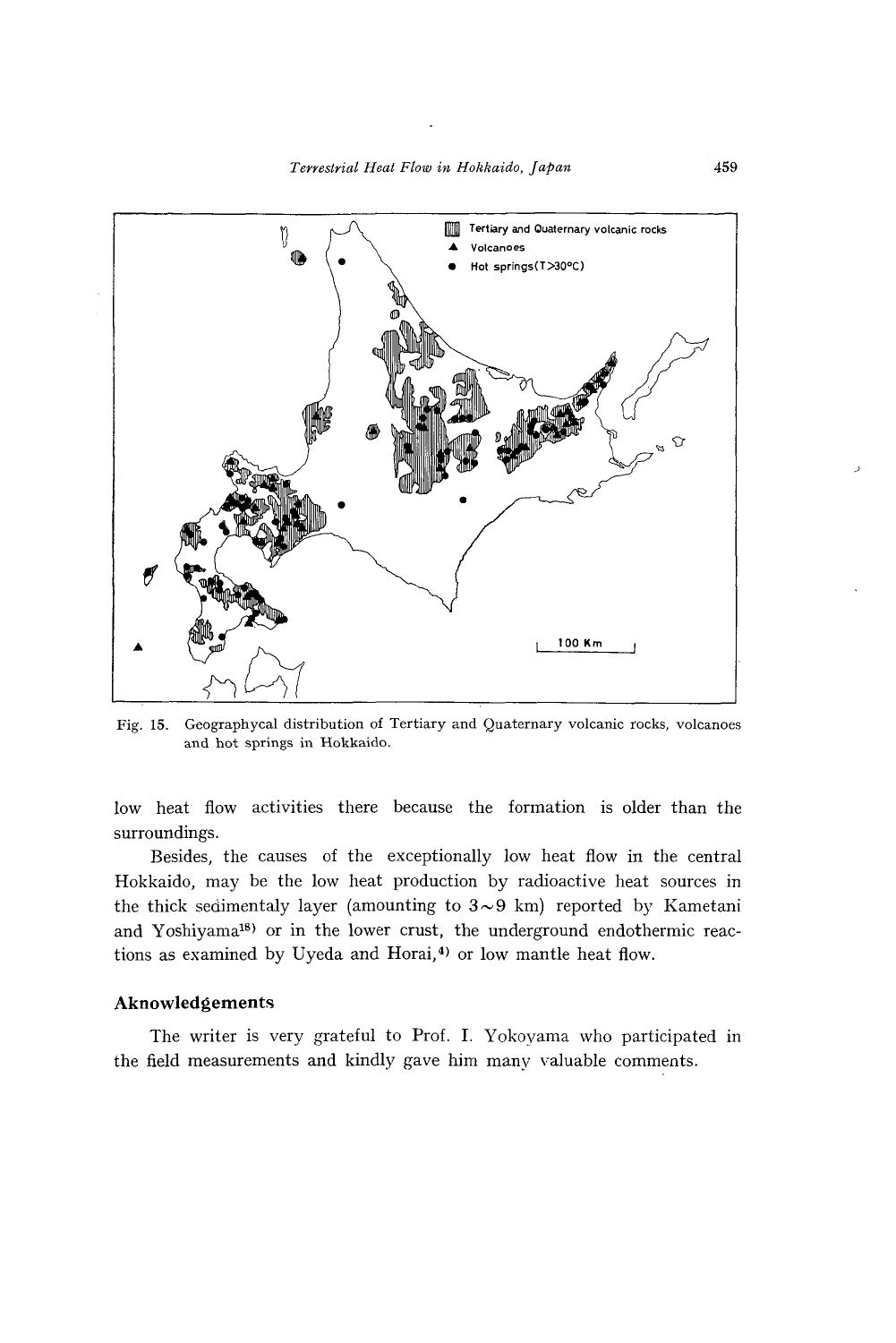Fig. 15. Geographycal distribution of Tertiary and Quaternary volcanic rocks, volcanoes and hot springs in Hokkaido.

low heat flow activities there because the formation is older than the surroundings.

Besides, the causes of the exceptionally low heat flow in the central Hokkaido, may be the low heat production by radioactive heat sources in the thick sedimentaly layer (amounting to $3 \sim 9$ km) reported by Kametani and Yoshiyama[18] or in the lower crust, the underground endothermic reactions as examined by Uyeda and Horai,[4] or low mantle heat flow.

## Aknowledgements

The writer is very grateful to Prof. I. Yokoyama who participated in the field measurements and kindly gave him many valuable comments.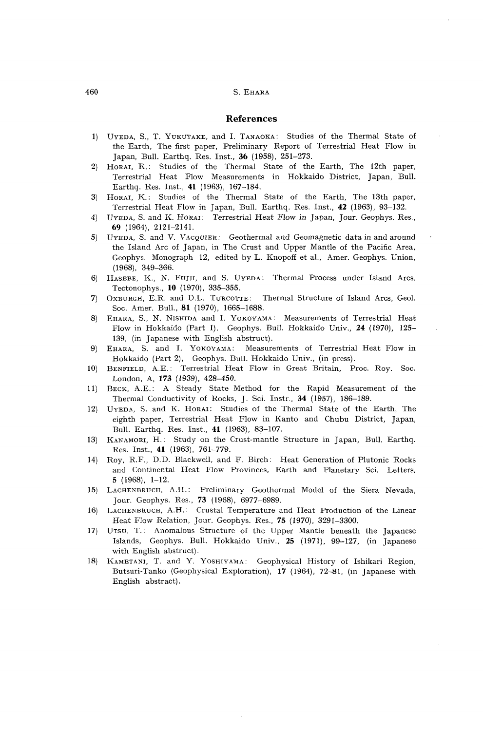## References

1) UYEDA, S., T. YUKUTAKE, and I. TANAOKA: Studies of the Thermal State of the Earth, The first paper, Preliminary Report of Terrestrial Heat Flow in Japan, Bull. Earthq. Res. Inst., **36** (1958), 251–273.
2) HORAI, K.: Studies of the Thermal State of the Earth, The 12th paper, Terrestrial Heat Flow Measurements in Hokkaido District, Japan, Bull. Earthq. Res. Inst., **41** (1963), 167–184.
3) HORAI, K.: Studies of the Thermal State of the Earth, The 13th paper, Terrestrial Heat Flow in Japan, Bull. Earthq. Res. Inst., **42** (1963), 93–132.
4) UYEDA, S. and K. HORAI: Terrestrial Heat Flow in Japan, Jour. Geophys. Res., **69** (1964), 2121–2141.
5) UYEDA, S. and V. VACQUIER: Geothermal and Geomagnetic data in and around the Island Arc of Japan, in The Crust and Upper Mantle of the Pacific Area, Geophys. Monograph 12, edited by L. Knopoff et al., Amer. Geophys. Union, (1968), 349–366.
6) HASEBE, K., N. FUJII, and S. UYEDA: Thermal Process under Island Arcs, Tectonophys., **10** (1970), 335–355.
7) OXBURGH, E.R. and D.L. TURCOTTE: Thermal Structure of Island Arcs, Geol. Soc. Amer. Bull., **81** (1970), 1665–1688.
8) EHARA, S., N. NISHIDA and I. YOKOYAMA: Measurements of Terrestrial Heat Flow in Hokkaido (Part I). Geophys. Bull. Hokkaido Univ., **24** (1970), 125–139, (in Japanese with English abstruct).
9) EHARA, S. and I. YOKOYAMA: Measurements of Terrestrial Heat Flow in Hokkaido (Part 2), Geophys. Bull. Hokkaido Univ., (in press).
10) BENFIELD, A.E.: Terrestrial Heat Flow in Great Britain, Proc. Roy. Soc. London, A, **173** (1939), 428–450.
11) BECK, A.E.: A Steady State Method for the Rapid Measurement of the Thermal Conductivity of Rocks, J. Sci. Instr., **34** (1957), 186–189.
12) UYEDA, S. and K. HORAI: Studies of the Thermal State of the Earth, The eighth paper, Terrestrial Heat Flow in Kanto and Chubu District, Japan, Bull. Earthq. Res. Inst., **41** (1963), 83–107.
13) KANAMORI, H.: Study on the Crust-mantle Structure in Japan, Bull. Earthq. Res. Inst., **41** (1963), 761–779.
14) ROY, R.F., D.D. Blackwell, and F. Birch: Heat Generation of Plutonic Rocks and Continental Heat Flow Provinces, Earth and Planetary Sci. Letters, **5** (1968), 1–12.
15) LACHENBRUCH, A.H.: Preliminary Geothermal Model of the Siera Nevada, Jour. Geophys. Res., **73** (1968), 6977–6989.
16) LACHENBRUCH, A.H.: Crustal Temperature and Heat Production of the Linear Heat Flow Relation, Jour. Geophys. Res., **75** (1970), 3291–3300.
17) UTSU, T.: Anomalous Structure of the Upper Mantle beneath the Japanese Islands, Geophys. Bull. Hokkaido Univ., **25** (1971), 99–127, (in Japanese with English abstruct).
18) KAMETANI, T. and Y. YOSHIYAMA: Geophysical History of Ishikari Region, Butsuri-Tanko (Geophysical Exploration), **17** (1964), 72–81, (in Japanese with English abstract).